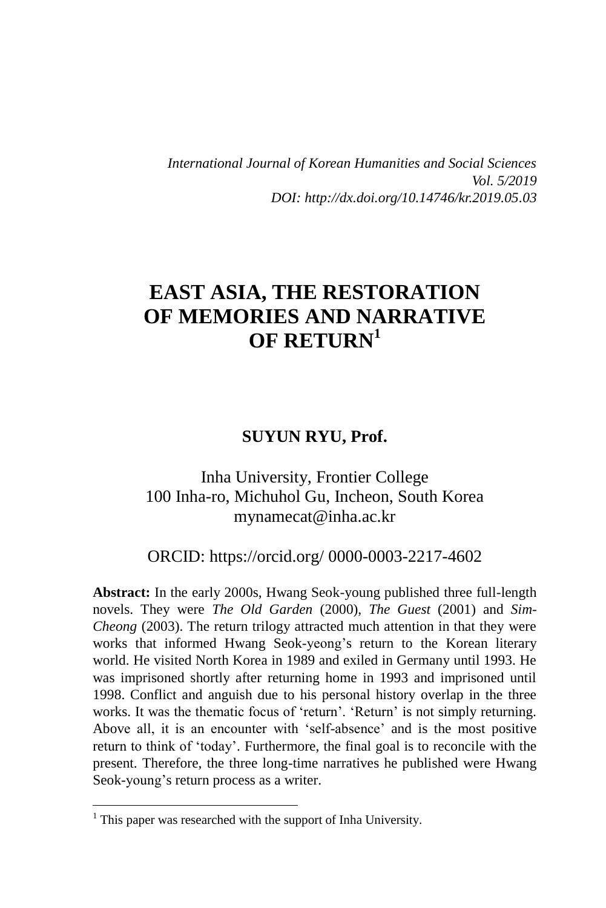*International Journal of Korean Humanities and Social Sciences*
*Vol. 5/2019*
*DOI: http://dx.doi.org/10.14746/kr.2019.05.03*

# EAST ASIA, THE RESTORATION OF MEMORIES AND NARRATIVE OF RETURN[1]

**SUYUN RYU, Prof.**

Inha University, Frontier College
100 Inha-ro, Michuhol Gu, Incheon, South Korea
mynamecat@inha.ac.kr

ORCID: https://orcid.org/ 0000-0003-2217-4602

**Abstract:** In the early 2000s, Hwang Seok-young published three full-length novels. They were *The Old Garden* (2000), *The Guest* (2001) and *Sim-Cheong* (2003). The return trilogy attracted much attention in that they were works that informed Hwang Seok-yeong's return to the Korean literary world. He visited North Korea in 1989 and exiled in Germany until 1993. He was imprisoned shortly after returning home in 1993 and imprisoned until 1998. Conflict and anguish due to his personal history overlap in the three works. It was the thematic focus of 'return'. 'Return' is not simply returning. Above all, it is an encounter with 'self-absence' and is the most positive return to think of 'today'. Furthermore, the final goal is to reconcile with the present. Therefore, the three long-time narratives he published were Hwang Seok-young's return process as a writer.

---

[1] This paper was researched with the support of Inha University.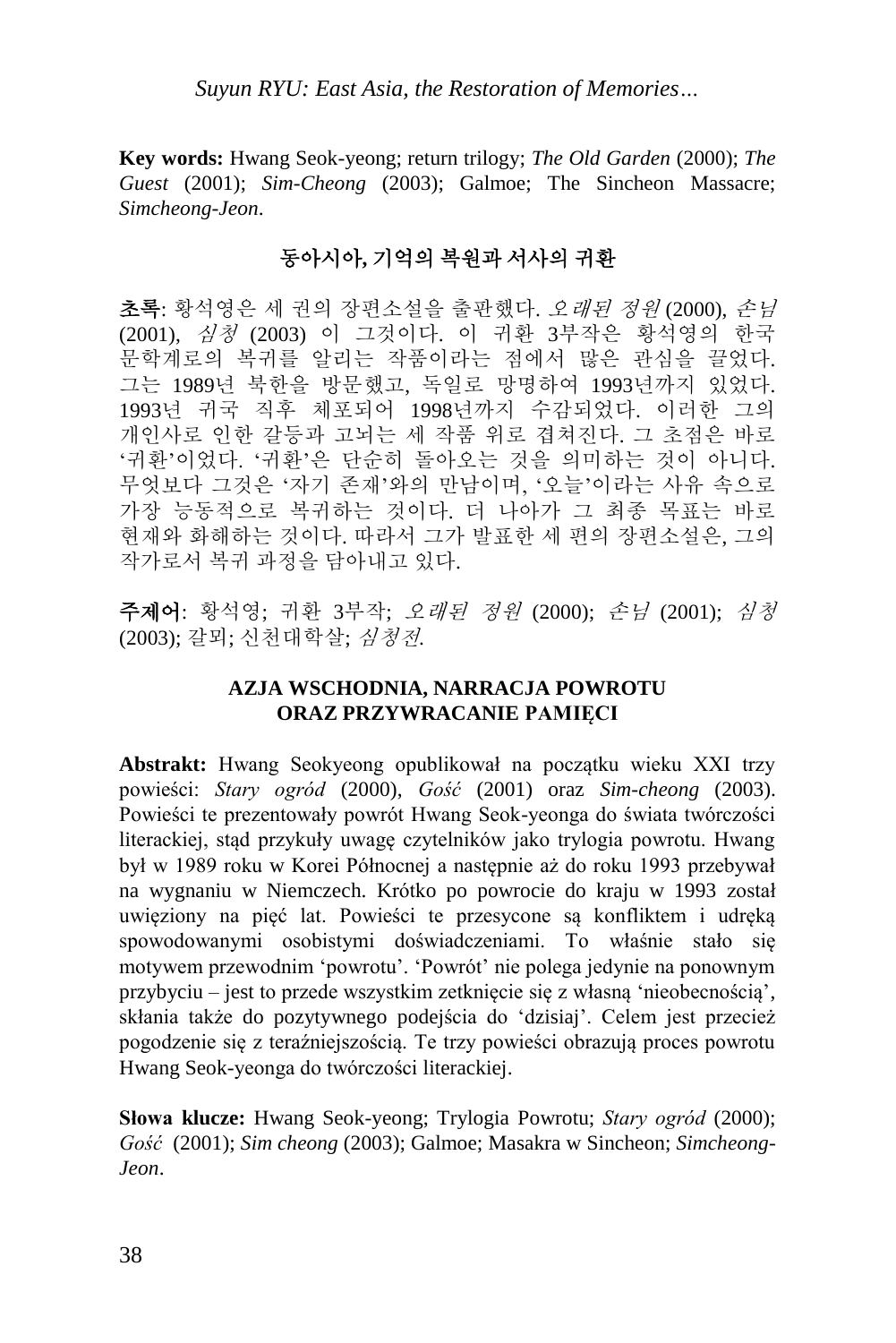**Key words:** Hwang Seok-yeong; return trilogy; *The Old Garden* (2000); *The Guest* (2001); *Sim-Cheong* (2003); Galmoe; The Sincheon Massacre; *Simcheong-Jeon*.

## 동아시아, 기억의 복원과 서사의 귀환

**초록**: 황석영은 세 권의 장편소설을 출판했다. *오래된 정원* (2000), *손님* (2001), *심청* (2003) 이 그것이다. 이 귀환 3부작은 황석영의 한국 문학계로의 복귀를 알리는 작품이라는 점에서 많은 관심을 끌었다. 그는 1989년 북한을 방문했고, 독일로 망명하여 1993년까지 있었다. 1993년 귀국 직후 체포되어 1998년까지 수감되었다. 이러한 그의 개인사로 인한 갈등과 고뇌는 세 작품 위로 겹쳐진다. 그 초점은 바로 '귀환'이었다. '귀환'은 단순히 돌아오는 것을 의미하는 것이 아니다. 무엇보다 그것은 '자기 존재'와의 만남이며, '오늘'이라는 사유 속으로 가장 능동적으로 복귀하는 것이다. 더 나아가 그 최종 목표는 바로 현재와 화해하는 것이다. 따라서 그가 발표한 세 편의 장편소설은, 그의 작가로서 복귀 과정을 담아내고 있다.

**주제어**: 황석영; 귀환 3부작; *오래된 정원* (2000); *손님* (2001); *심청* (2003); 갈뫼; 신천대학살; *심청전*.

### AZJA WSCHODNIA, NARRACJA POWROTU ORAZ PRZYWRACANIE PAMIĘCI

**Abstrakt:** Hwang Seokyeong opublikował na początku wieku XXI trzy powieści: *Stary ogród* (2000), *Gość* (2001) oraz *Sim-cheong* (2003). Powieści te prezentowały powrót Hwang Seok-yeonga do świata twórczości literackiej, stąd przykuły uwagę czytelników jako trylogia powrotu. Hwang był w 1989 roku w Korei Północnej a następnie aż do roku 1993 przebywał na wygnaniu w Niemczech. Krótko po powrocie do kraju w 1993 został uwięziony na pięć lat. Powieści te przesycone są konfliktem i udręką spowodowanymi osobistymi doświadczeniami. To właśnie stało się motywem przewodnim 'powrotu'. 'Powrót' nie polega jedynie na ponownym przybyciu – jest to przede wszystkim zetknięcie się z własną 'nieobecnością', skłania także do pozytywnego podejścia do 'dzisiaj'. Celem jest przecież pogodzenie się z teraźniejszością. Te trzy powieści obrazują proces powrotu Hwang Seok-yeonga do twórczości literackiej.

**Słowa klucze:** Hwang Seok-yeong; Trylogia Powrotu; *Stary ogród* (2000); *Gość* (2001); *Sim cheong* (2003); Galmoe; Masakra w Sincheon; *Simcheong-Jeon*.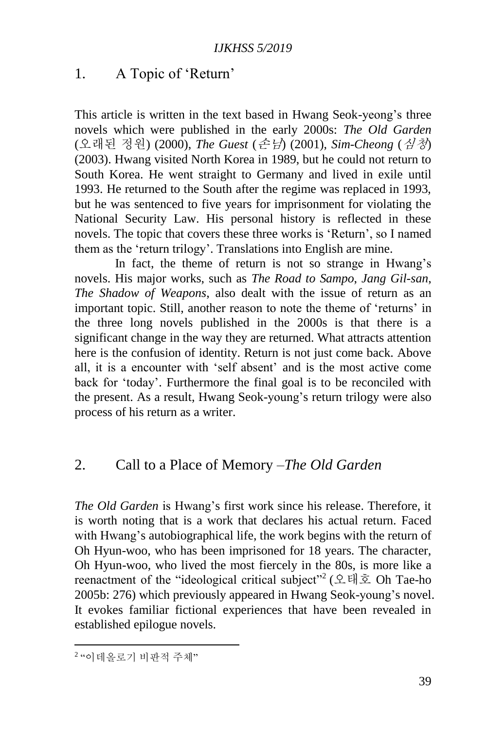## 1. A Topic of 'Return'

This article is written in the text based in Hwang Seok-yeong's three novels which were published in the early 2000s: *The Old Garden* (오래된 정원) (2000), *The Guest* (손님) (2001), *Sim-Cheong* (심청) (2003). Hwang visited North Korea in 1989, but he could not return to South Korea. He went straight to Germany and lived in exile until 1993. He returned to the South after the regime was replaced in 1993, but he was sentenced to five years for imprisonment for violating the National Security Law. His personal history is reflected in these novels. The topic that covers these three works is 'Return', so I named them as the 'return trilogy'. Translations into English are mine.

In fact, the theme of return is not so strange in Hwang's novels. His major works, such as *The Road to Sampo*, *Jang Gil-san*, *The Shadow of Weapons*, also dealt with the issue of return as an important topic. Still, another reason to note the theme of 'returns' in the three long novels published in the 2000s is that there is a significant change in the way they are returned. What attracts attention here is the confusion of identity. Return is not just come back. Above all, it is a encounter with 'self absent' and is the most active come back for 'today'. Furthermore the final goal is to be reconciled with the present. As a result, Hwang Seok-young's return trilogy were also process of his return as a writer.

## 2. Call to a Place of Memory –*The Old Garden*

*The Old Garden* is Hwang's first work since his release. Therefore, it is worth noting that is a work that declares his actual return. Faced with Hwang's autobiographical life, the work begins with the return of Oh Hyun-woo, who has been imprisoned for 18 years. The character, Oh Hyun-woo, who lived the most fiercely in the 80s, is more like a reenactment of the "ideological critical subject"[2] (오태호 Oh Tae-ho 2005b: 276) which previously appeared in Hwang Seok-young's novel. It evokes familiar fictional experiences that have been revealed in established epilogue novels.

[2] "이데올로기 비판적 주체"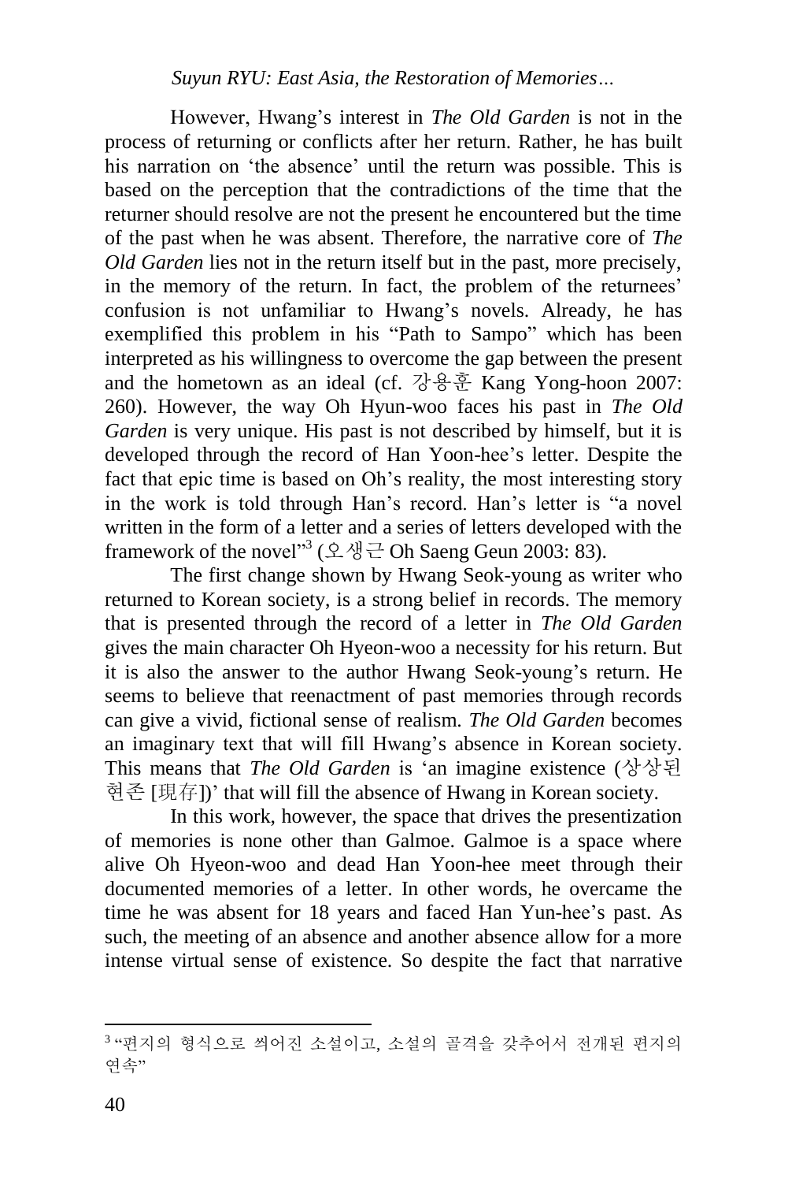However, Hwang's interest in *The Old Garden* is not in the process of returning or conflicts after her return. Rather, he has built his narration on 'the absence' until the return was possible. This is based on the perception that the contradictions of the time that the returner should resolve are not the present he encountered but the time of the past when he was absent. Therefore, the narrative core of *The Old Garden* lies not in the return itself but in the past, more precisely, in the memory of the return. In fact, the problem of the returnees' confusion is not unfamiliar to Hwang's novels. Already, he has exemplified this problem in his "Path to Sampo" which has been interpreted as his willingness to overcome the gap between the present and the hometown as an ideal (cf. 강용훈 Kang Yong-hoon 2007: 260). However, the way Oh Hyun-woo faces his past in *The Old Garden* is very unique. His past is not described by himself, but it is developed through the record of Han Yoon-hee's letter. Despite the fact that epic time is based on Oh's reality, the most interesting story in the work is told through Han's record. Han's letter is "a novel written in the form of a letter and a series of letters developed with the framework of the novel"[3] (오생근 Oh Saeng Geun 2003: 83).

The first change shown by Hwang Seok-young as writer who returned to Korean society, is a strong belief in records. The memory that is presented through the record of a letter in *The Old Garden* gives the main character Oh Hyeon-woo a necessity for his return. But it is also the answer to the author Hwang Seok-young's return. He seems to believe that reenactment of past memories through records can give a vivid, fictional sense of realism. *The Old Garden* becomes an imaginary text that will fill Hwang's absence in Korean society. This means that *The Old Garden* is 'an imagine existence (상상된 현존 [現存])' that will fill the absence of Hwang in Korean society.

In this work, however, the space that drives the presentization of memories is none other than Galmoe. Galmoe is a space where alive Oh Hyeon-woo and dead Han Yoon-hee meet through their documented memories of a letter. In other words, he overcame the time he was absent for 18 years and faced Han Yun-hee's past. As such, the meeting of an absence and another absence allow for a more intense virtual sense of existence. So despite the fact that narrative

[3] "편지의 형식으로 씌어진 소설이고, 소설의 골격을 갖추어서 전개된 편지의 연속"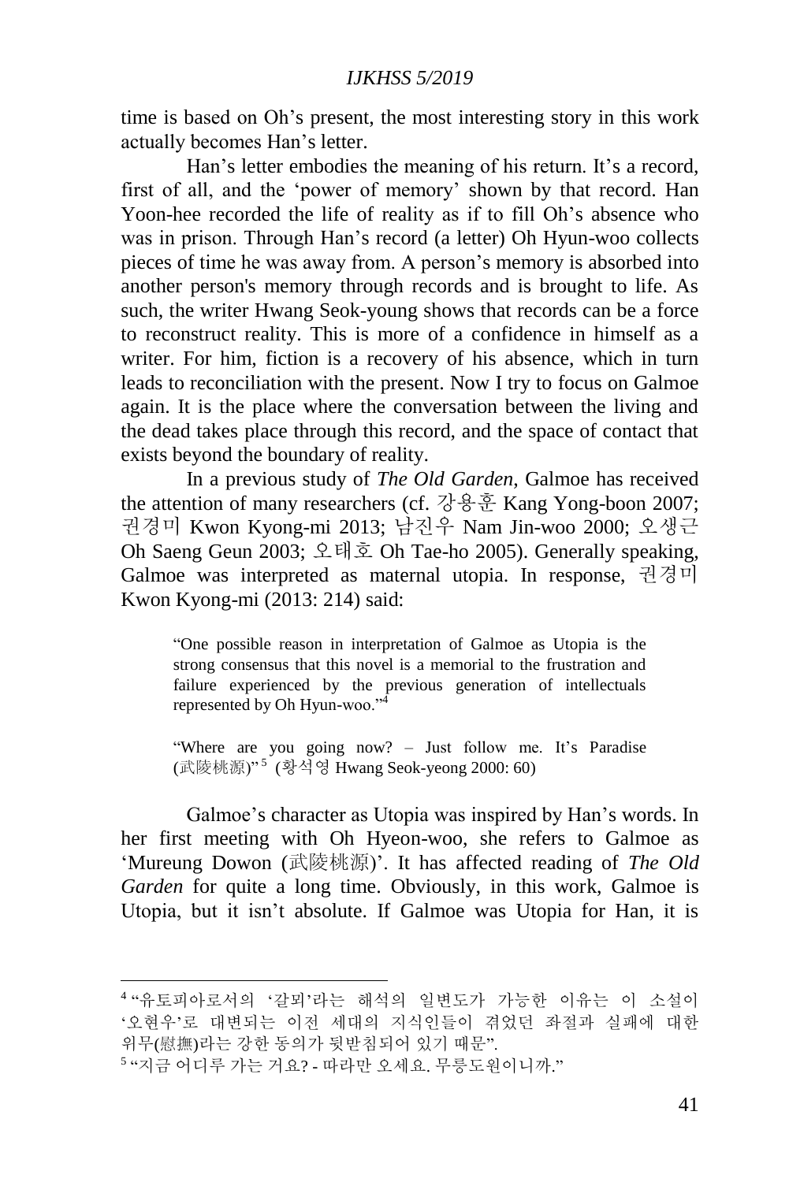time is based on Oh's present, the most interesting story in this work actually becomes Han's letter.

Han's letter embodies the meaning of his return. It's a record, first of all, and the 'power of memory' shown by that record. Han Yoon-hee recorded the life of reality as if to fill Oh's absence who was in prison. Through Han's record (a letter) Oh Hyun-woo collects pieces of time he was away from. A person's memory is absorbed into another person's memory through records and is brought to life. As such, the writer Hwang Seok-young shows that records can be a force to reconstruct reality. This is more of a confidence in himself as a writer. For him, fiction is a recovery of his absence, which in turn leads to reconciliation with the present. Now I try to focus on Galmoe again. It is the place where the conversation between the living and the dead takes place through this record, and the space of contact that exists beyond the boundary of reality.

In a previous study of *The Old Garden*, Galmoe has received the attention of many researchers (cf. 강용훈 Kang Yong-boon 2007; 권경미 Kwon Kyong-mi 2013; 남진우 Nam Jin-woo 2000; 오생근 Oh Saeng Geun 2003; 오태호 Oh Tae-ho 2005). Generally speaking, Galmoe was interpreted as maternal utopia. In response, 권경미 Kwon Kyong-mi (2013: 214) said:

> "One possible reason in interpretation of Galmoe as Utopia is the strong consensus that this novel is a memorial to the frustration and failure experienced by the previous generation of intellectuals represented by Oh Hyun-woo."[4]

> "Where are you going now? – Just follow me. It's Paradise (武陵桃源)"[5] (황석영 Hwang Seok-yeong 2000: 60)

Galmoe's character as Utopia was inspired by Han's words. In her first meeting with Oh Hyeon-woo, she refers to Galmoe as 'Mureung Dowon (武陵桃源)'. It has affected reading of *The Old Garden* for quite a long time. Obviously, in this work, Galmoe is Utopia, but it isn't absolute. If Galmoe was Utopia for Han, it is

---

[4] "유토피아로서의 '갈뫼'라는 해석의 일변도가 가능한 이유는 이 소설이 '오현우'로 대변되는 이전 세대의 지식인들이 겪었던 좌절과 실패에 대한 위무(慰撫)라는 강한 동의가 뒷받침되어 있기 때문".

[5] "지금 어디루 가는 거요? - 따라만 오세요. 무릉도원이니까."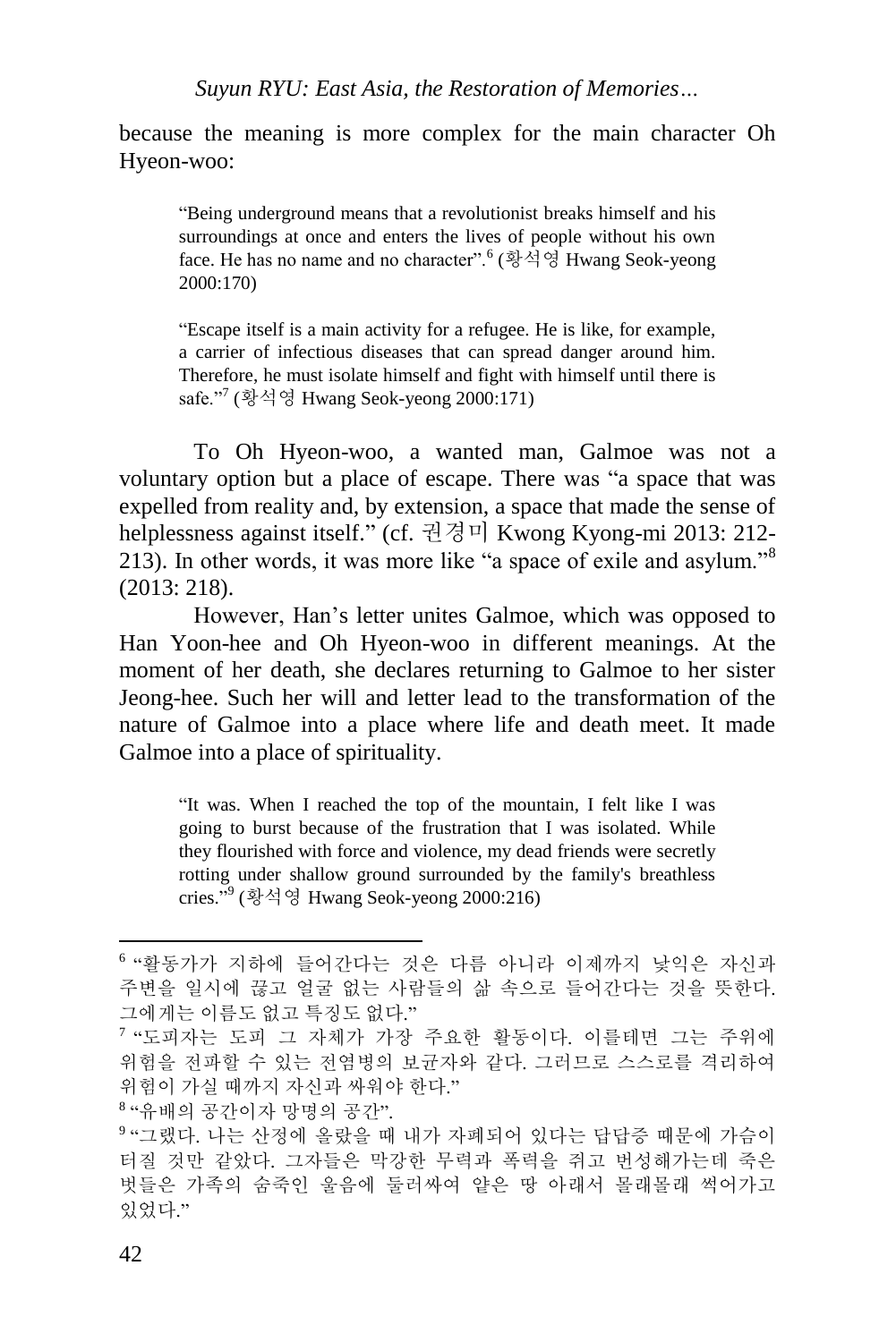because the meaning is more complex for the main character Oh Hyeon-woo:

> "Being underground means that a revolutionist breaks himself and his surroundings at once and enters the lives of people without his own face. He has no name and no character".[6] (황석영 Hwang Seok-yeong 2000:170)

> "Escape itself is a main activity for a refugee. He is like, for example, a carrier of infectious diseases that can spread danger around him. Therefore, he must isolate himself and fight with himself until there is safe."[7] (황석영 Hwang Seok-yeong 2000:171)

To Oh Hyeon-woo, a wanted man, Galmoe was not a voluntary option but a place of escape. There was "a space that was expelled from reality and, by extension, a space that made the sense of helplessness against itself." (cf. 권경미 Kwong Kyong-mi 2013: 212-213). In other words, it was more like "a space of exile and asylum."[8] (2013: 218).

However, Han's letter unites Galmoe, which was opposed to Han Yoon-hee and Oh Hyeon-woo in different meanings. At the moment of her death, she declares returning to Galmoe to her sister Jeong-hee. Such her will and letter lead to the transformation of the nature of Galmoe into a place where life and death meet. It made Galmoe into a place of spirituality.

> "It was. When I reached the top of the mountain, I felt like I was going to burst because of the frustration that I was isolated. While they flourished with force and violence, my dead friends were secretly rotting under shallow ground surrounded by the family's breathless cries."[9] (황석영 Hwang Seok-yeong 2000:216)

---

[6] "활동가가 지하에 들어간다는 것은 다름 아니라 이제까지 낯익은 자신과 주변을 일시에 끊고 얼굴 없는 사람들의 삶 속으로 들어간다는 것을 뜻한다. 그에게는 이름도 없고 특징도 없다."

[7] "도피자는 도피 그 자체가 가장 주요한 활동이다. 이를테면 그는 주위에 위험을 전파할 수 있는 전염병의 보균자와 같다. 그러므로 스스로를 격리하여 위험이 가실 때까지 자신과 싸워야 한다."

[8] "유배의 공간이자 망명의 공간".

[9] "그랬다. 나는 산정에 올랐을 때 내가 자폐되어 있다는 답답증 때문에 가슴이 터질 것만 같았다. 그자들은 막강한 무력과 폭력을 쥐고 번성해가는데 죽은 벗들은 가족의 숨죽인 울음에 둘러싸여 얕은 땅 아래서 몰래몰래 썩어가고 있었다."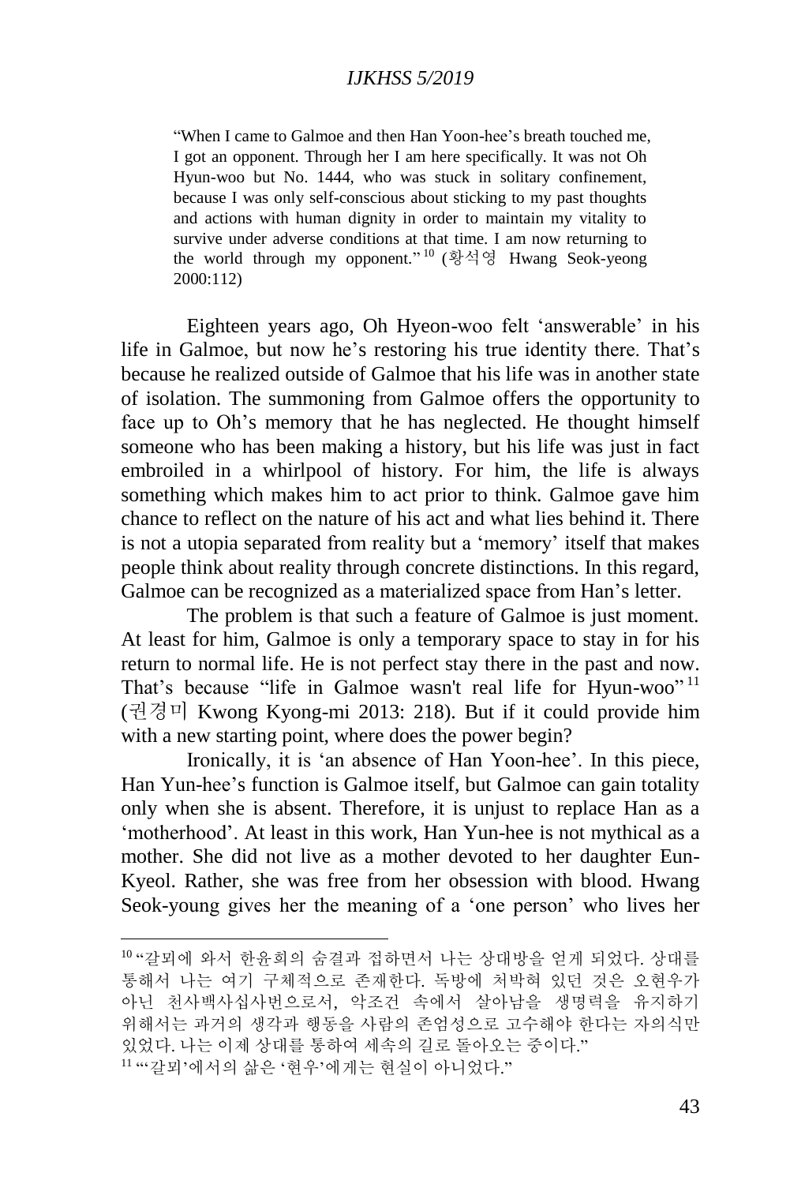> "When I came to Galmoe and then Han Yoon-hee's breath touched me, I got an opponent. Through her I am here specifically. It was not Oh Hyun-woo but No. 1444, who was stuck in solitary confinement, because I was only self-conscious about sticking to my past thoughts and actions with human dignity in order to maintain my vitality to survive under adverse conditions at that time. I am now returning to the world through my opponent."[10] (황석영 Hwang Seok-yeong 2000:112)

Eighteen years ago, Oh Hyeon-woo felt 'answerable' in his life in Galmoe, but now he's restoring his true identity there. That's because he realized outside of Galmoe that his life was in another state of isolation. The summoning from Galmoe offers the opportunity to face up to Oh's memory that he has neglected. He thought himself someone who has been making a history, but his life was just in fact embroiled in a whirlpool of history. For him, the life is always something which makes him to act prior to think. Galmoe gave him chance to reflect on the nature of his act and what lies behind it. There is not a utopia separated from reality but a 'memory' itself that makes people think about reality through concrete distinctions. In this regard, Galmoe can be recognized as a materialized space from Han's letter.

The problem is that such a feature of Galmoe is just moment. At least for him, Galmoe is only a temporary space to stay in for his return to normal life. He is not perfect stay there in the past and now. That's because "life in Galmoe wasn't real life for Hyun-woo"[11] (권경미 Kwong Kyong-mi 2013: 218). But if it could provide him with a new starting point, where does the power begin?

Ironically, it is 'an absence of Han Yoon-hee'. In this piece, Han Yun-hee's function is Galmoe itself, but Galmoe can gain totality only when she is absent. Therefore, it is unjust to replace Han as a 'motherhood'. At least in this work, Han Yun-hee is not mythical as a mother. She did not live as a mother devoted to her daughter Eun-Kyeol. Rather, she was free from her obsession with blood. Hwang Seok-young gives her the meaning of a 'one person' who lives her

---

[10] "갈뫼에 와서 한윤희의 숨결과 접하면서 나는 상대방을 얻게 되었다. 상대를 통해서 나는 여기 구체적으로 존재한다. 독방에 처박혀 있던 것은 오현우가 아닌 천사백사십사번으로서, 악조건 속에서 살아남을 생명력을 유지하기 위해서는 과거의 생각과 행동을 사람의 존엄성으로 고수해야 한다는 자의식만 있었다. 나는 이제 상대를 통하여 세속의 길로 돌아오는 중이다."

[11] "'갈뫼'에서의 삶은 '현우'에게는 현실이 아니었다."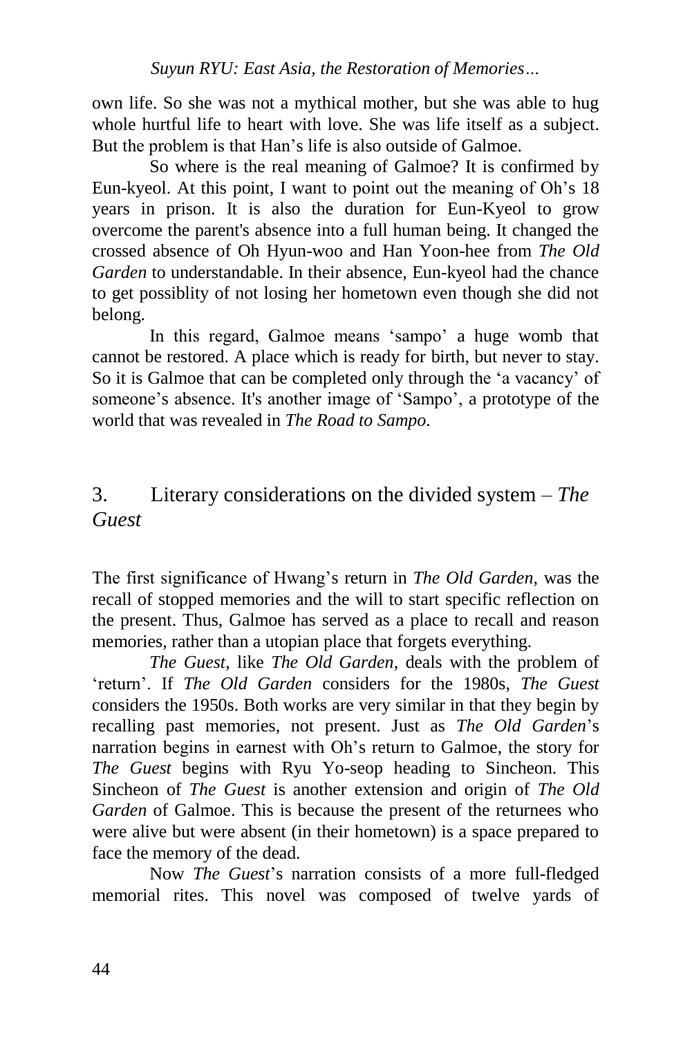own life. So she was not a mythical mother, but she was able to hug whole hurtful life to heart with love. She was life itself as a subject. But the problem is that Han's life is also outside of Galmoe.

So where is the real meaning of Galmoe? It is confirmed by Eun-kyeol. At this point, I want to point out the meaning of Oh's 18 years in prison. It is also the duration for Eun-Kyeol to grow overcome the parent's absence into a full human being. It changed the crossed absence of Oh Hyun-woo and Han Yoon-hee from *The Old Garden* to understandable. In their absence, Eun-kyeol had the chance to get possiblity of not losing her hometown even though she did not belong.

In this regard, Galmoe means 'sampo' a huge womb that cannot be restored. A place which is ready for birth, but never to stay. So it is Galmoe that can be completed only through the 'a vacancy' of someone's absence. It's another image of 'Sampo', a prototype of the world that was revealed in *The Road to Sampo*.

## 3. Literary considerations on the divided system – *The Guest*

The first significance of Hwang's return in *The Old Garden*, was the recall of stopped memories and the will to start specific reflection on the present. Thus, Galmoe has served as a place to recall and reason memories, rather than a utopian place that forgets everything.

*The Guest*, like *The Old Garden*, deals with the problem of 'return'. If *The Old Garden* considers for the 1980s, *The Guest* considers the 1950s. Both works are very similar in that they begin by recalling past memories, not present. Just as *The Old Garden*'s narration begins in earnest with Oh's return to Galmoe, the story for *The Guest* begins with Ryu Yo-seop heading to Sincheon. This Sincheon of *The Guest* is another extension and origin of *The Old Garden* of Galmoe. This is because the present of the returnees who were alive but were absent (in their hometown) is a space prepared to face the memory of the dead.

Now *The Guest*'s narration consists of a more full-fledged memorial rites. This novel was composed of twelve yards of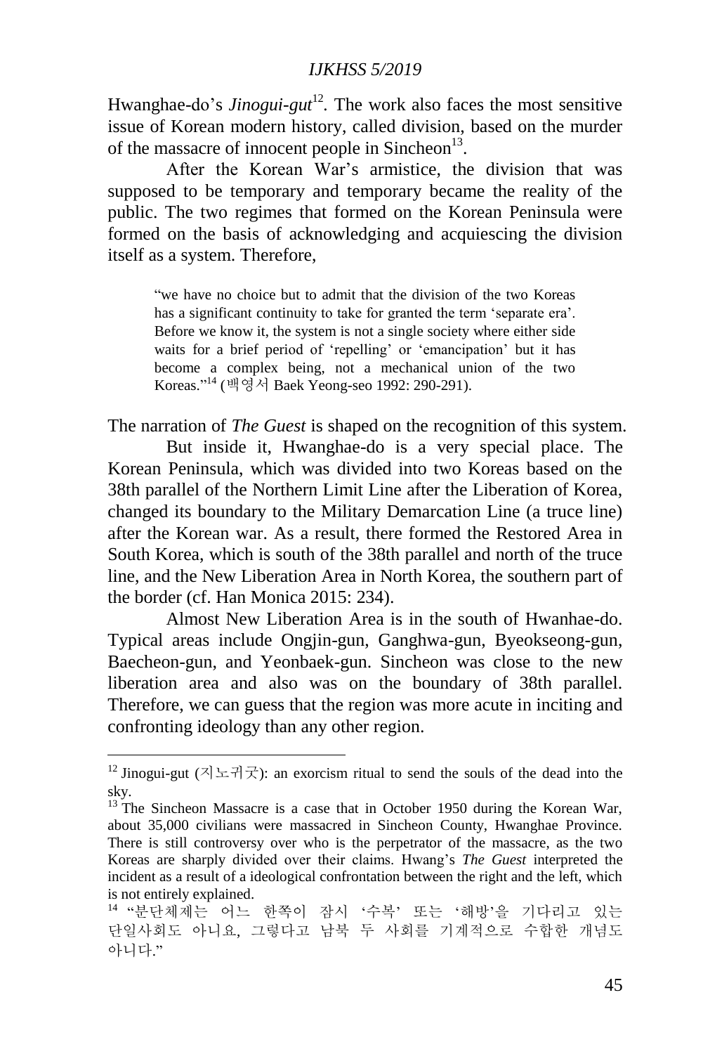Hwanghae-do's *Jinogui-gut*[12]. The work also faces the most sensitive issue of Korean modern history, called division, based on the murder of the massacre of innocent people in Sincheon[13].

After the Korean War's armistice, the division that was supposed to be temporary and temporary became the reality of the public. The two regimes that formed on the Korean Peninsula were formed on the basis of acknowledging and acquiescing the division itself as a system. Therefore,

> "we have no choice but to admit that the division of the two Koreas has a significant continuity to take for granted the term 'separate era'. Before we know it, the system is not a single society where either side waits for a brief period of 'repelling' or 'emancipation' but it has become a complex being, not a mechanical union of the two Koreas."[14] (백영서 Baek Yeong-seo 1992: 290-291).

The narration of *The Guest* is shaped on the recognition of this system.

But inside it, Hwanghae-do is a very special place. The Korean Peninsula, which was divided into two Koreas based on the 38th parallel of the Northern Limit Line after the Liberation of Korea, changed its boundary to the Military Demarcation Line (a truce line) after the Korean war. As a result, there formed the Restored Area in South Korea, which is south of the 38th parallel and north of the truce line, and the New Liberation Area in North Korea, the southern part of the border (cf. Han Monica 2015: 234).

Almost New Liberation Area is in the south of Hwanhae-do. Typical areas include Ongjin-gun, Ganghwa-gun, Byeokseong-gun, Baecheon-gun, and Yeonbaek-gun. Sincheon was close to the new liberation area and also was on the boundary of 38th parallel. Therefore, we can guess that the region was more acute in inciting and confronting ideology than any other region.

---

[12] Jinogui-gut (지노귀굿): an exorcism ritual to send the souls of the dead into the sky.

[13] The Sincheon Massacre is a case that in October 1950 during the Korean War, about 35,000 civilians were massacred in Sincheon County, Hwanghae Province. There is still controversy over who is the perpetrator of the massacre, as the two Koreas are sharply divided over their claims. Hwang's *The Guest* interpreted the incident as a result of a ideological confrontation between the right and the left, which is not entirely explained.

[14] "분단체제는 어느 한쪽이 잠시 '수복' 또는 '해방'을 기다리고 있는 단일사회도 아니요, 그렇다고 남북 두 사회를 기계적으로 수합한 개념도 아니다."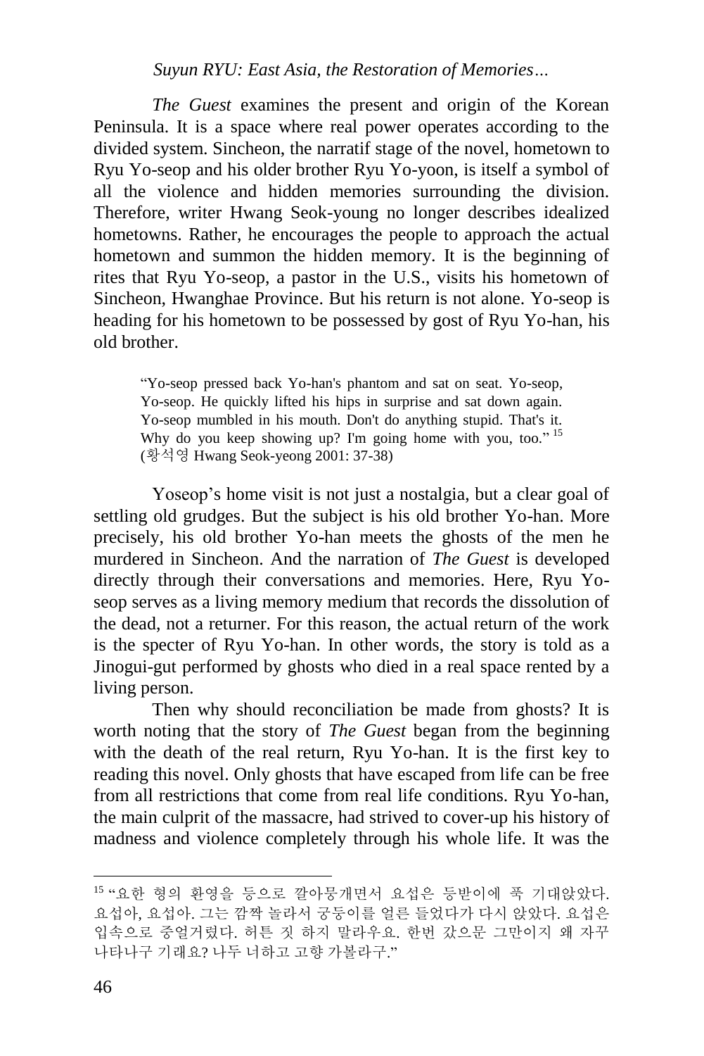*The Guest* examines the present and origin of the Korean Peninsula. It is a space where real power operates according to the divided system. Sincheon, the narratif stage of the novel, hometown to Ryu Yo-seop and his older brother Ryu Yo-yoon, is itself a symbol of all the violence and hidden memories surrounding the division. Therefore, writer Hwang Seok-young no longer describes idealized hometowns. Rather, he encourages the people to approach the actual hometown and summon the hidden memory. It is the beginning of rites that Ryu Yo-seop, a pastor in the U.S., visits his hometown of Sincheon, Hwanghae Province. But his return is not alone. Yo-seop is heading for his hometown to be possessed by gost of Ryu Yo-han, his old brother.

> "Yo-seop pressed back Yo-han's phantom and sat on seat. Yo-seop, Yo-seop. He quickly lifted his hips in surprise and sat down again. Yo-seop mumbled in his mouth. Don't do anything stupid. That's it. Why do you keep showing up? I'm going home with you, too." [15] (황석영 Hwang Seok-yeong 2001: 37-38)

Yoseop's home visit is not just a nostalgia, but a clear goal of settling old grudges. But the subject is his old brother Yo-han. More precisely, his old brother Yo-han meets the ghosts of the men he murdered in Sincheon. And the narration of *The Guest* is developed directly through their conversations and memories. Here, Ryu Yo-seop serves as a living memory medium that records the dissolution of the dead, not a returner. For this reason, the actual return of the work is the specter of Ryu Yo-han. In other words, the story is told as a Jinogui-gut performed by ghosts who died in a real space rented by a living person.

Then why should reconciliation be made from ghosts? It is worth noting that the story of *The Guest* began from the beginning with the death of the real return, Ryu Yo-han. It is the first key to reading this novel. Only ghosts that have escaped from life can be free from all restrictions that come from real life conditions. Ryu Yo-han, the main culprit of the massacre, had strived to cover-up his history of madness and violence completely through his whole life. It was the

---

[15] "요한 형의 환영을 등으로 깔아뭉개면서 요섭은 등받이에 푹 기대앉았다. 요섭아, 요섭아. 그는 깜짝 놀라서 궁둥이를 얼른 들었다가 다시 앉았다. 요섭은 입속으로 중얼거렸다. 허튼 짓 하지 말라우요. 한번 갔으문 그만이지 왜 자꾸 나타나구 기래요? 나두 너하고 고향 가볼라구."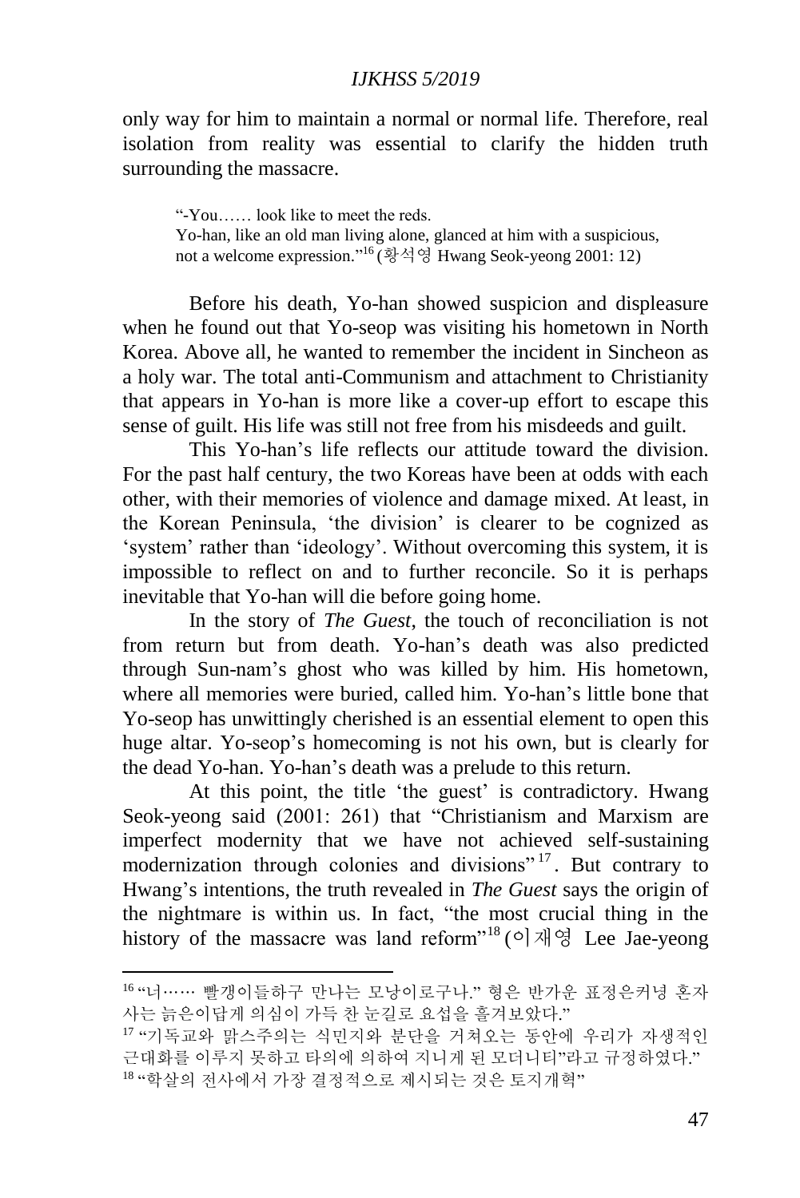only way for him to maintain a normal or normal life. Therefore, real isolation from reality was essential to clarify the hidden truth surrounding the massacre.

> "-You…… look like to meet the reds.
> Yo-han, like an old man living alone, glanced at him with a suspicious, not a welcome expression."[16] (황석영 Hwang Seok-yeong 2001: 12)

Before his death, Yo-han showed suspicion and displeasure when he found out that Yo-seop was visiting his hometown in North Korea. Above all, he wanted to remember the incident in Sincheon as a holy war. The total anti-Communism and attachment to Christianity that appears in Yo-han is more like a cover-up effort to escape this sense of guilt. His life was still not free from his misdeeds and guilt.

This Yo-han's life reflects our attitude toward the division. For the past half century, the two Koreas have been at odds with each other, with their memories of violence and damage mixed. At least, in the Korean Peninsula, 'the division' is clearer to be cognized as 'system' rather than 'ideology'. Without overcoming this system, it is impossible to reflect on and to further reconcile. So it is perhaps inevitable that Yo-han will die before going home.

In the story of *The Guest*, the touch of reconciliation is not from return but from death. Yo-han's death was also predicted through Sun-nam's ghost who was killed by him. His hometown, where all memories were buried, called him. Yo-han's little bone that Yo-seop has unwittingly cherished is an essential element to open this huge altar. Yo-seop's homecoming is not his own, but is clearly for the dead Yo-han. Yo-han's death was a prelude to this return.

At this point, the title 'the guest' is contradictory. Hwang Seok-yeong said (2001: 261) that "Christianism and Marxism are imperfect modernity that we have not achieved self-sustaining modernization through colonies and divisions"[17]. But contrary to Hwang's intentions, the truth revealed in *The Guest* says the origin of the nightmare is within us. In fact, "the most crucial thing in the history of the massacre was land reform"[18] (이재영 Lee Jae-yeong

---

[16] "너…… 빨갱이들하구 만나는 모냥이로구나." 형은 반가운 표정은커녕 혼자 사는 늙은이답게 의심이 가득 찬 눈길로 요섭을 흘겨보았다."

[17] "기독교와 맑스주의는 식민지와 분단을 거쳐오는 동안에 우리가 자생적인 근대화를 이루지 못하고 타의에 의하여 지니게 된 모더니티"라고 규정하였다."

[18] "학살의 전사에서 가장 결정적으로 제시되는 것은 토지개혁"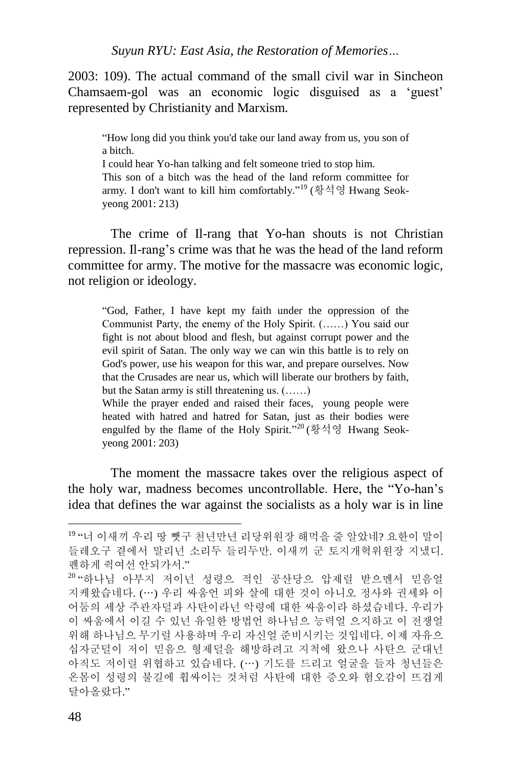2003: 109). The actual command of the small civil war in Sincheon Chamsaem-gol was an economic logic disguised as a 'guest' represented by Christianity and Marxism.

> "How long did you think you'd take our land away from us, you son of a bitch.
> I could hear Yo-han talking and felt someone tried to stop him.
> This son of a bitch was the head of the land reform committee for army. I don't want to kill him comfortably."[19] (황석영 Hwang Seok-yeong 2001: 213)

The crime of Il-rang that Yo-han shouts is not Christian repression. Il-rang's crime was that he was the head of the land reform committee for army. The motive for the massacre was economic logic, not religion or ideology.

> "God, Father, I have kept my faith under the oppression of the Communist Party, the enemy of the Holy Spirit. (……) You said our fight is not about blood and flesh, but against corrupt power and the evil spirit of Satan. The only way we can win this battle is to rely on God's power, use his weapon for this war, and prepare ourselves. Now that the Crusades are near us, which will liberate our brothers by faith, but the Satan army is still threatening us. (……)
> While the prayer ended and raised their faces, young people were heated with hatred and hatred for Satan, just as their bodies were engulfed by the flame of the Holy Spirit."[20] (황석영 Hwang Seok-yeong 2001: 203)

The moment the massacre takes over the religious aspect of the holy war, madness becomes uncontrollable. Here, the "Yo-han's idea that defines the war against the socialists as a holy war is in line

---

[19] "너 이새끼 우리 땅 뺏구 천년만년 리당위원장 해먹을 줄 알았네? 요한이 말이 들레오구 곁에서 말리넌 소리두 들리두만. 이새끼 군 토지개혁위원장 지냈디. 펜하게 죽여선 안되가서."

[20] "하나님 아부지 저이넌 성령으 적인 공산당으 압제럴 받으멘서 믿음얼 지케왔습네다. (…) 우리 싸움언 피와 살에 대한 것이 아니오 정사와 권세와 이 어둠의 세상 주관자덜과 사탄이라넌 악령에 대한 싸움이라 하셨습네다. 우리가 이 싸움에서 이길 수 있넌 유일한 방법언 하나님으 능력얼 으지하고 이 전쟁얼 위해 하나님으 무기럴 사용하며 우리 자신얼 준비시키는 것입네다. 이제 자유으 십자군덜이 저이 믿음으 형제덜을 해방하려고 지척에 왔으나 사탄으 군대넌 아직도 저이럴 위협하고 있습네다. (…) 기도를 드리고 얼굴을 들자 청년들은 온몸이 성령의 불길에 휩싸이는 것처럼 사탄에 대한 증오와 혐오감이 뜨겁게 달아올랐다."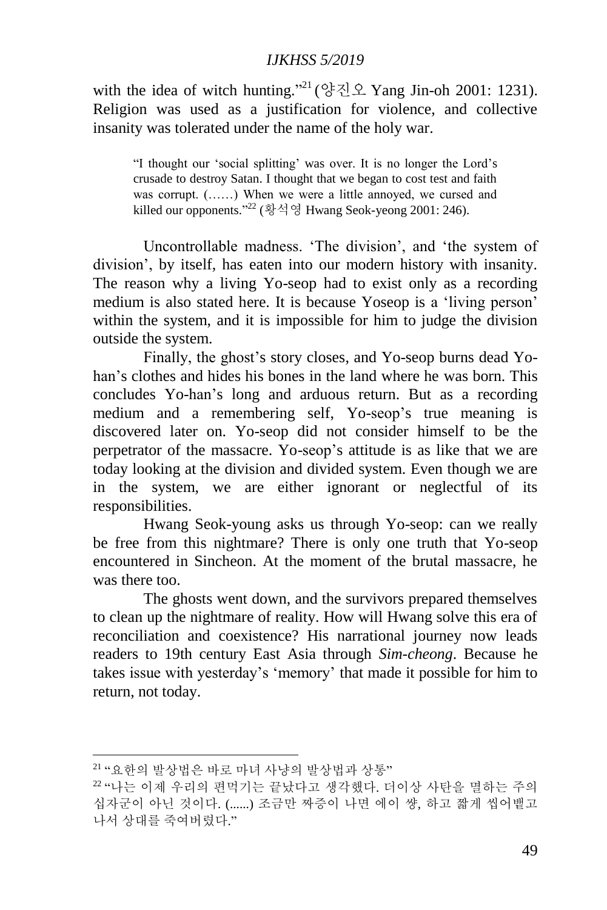with the idea of witch hunting."[21] (양진오 Yang Jin-oh 2001: 1231). Religion was used as a justification for violence, and collective insanity was tolerated under the name of the holy war.

> "I thought our 'social splitting' was over. It is no longer the Lord's crusade to destroy Satan. I thought that we began to cost test and faith was corrupt. (……) When we were a little annoyed, we cursed and killed our opponents."[22] (황석영 Hwang Seok-yeong 2001: 246).

Uncontrollable madness. 'The division', and 'the system of division', by itself, has eaten into our modern history with insanity. The reason why a living Yo-seop had to exist only as a recording medium is also stated here. It is because Yoseop is a 'living person' within the system, and it is impossible for him to judge the division outside the system.

Finally, the ghost's story closes, and Yo-seop burns dead Yo-han's clothes and hides his bones in the land where he was born. This concludes Yo-han's long and arduous return. But as a recording medium and a remembering self, Yo-seop's true meaning is discovered later on. Yo-seop did not consider himself to be the perpetrator of the massacre. Yo-seop's attitude is as like that we are today looking at the division and divided system. Even though we are in the system, we are either ignorant or neglectful of its responsibilities.

Hwang Seok-young asks us through Yo-seop: can we really be free from this nightmare? There is only one truth that Yo-seop encountered in Sincheon. At the moment of the brutal massacre, he was there too.

The ghosts went down, and the survivors prepared themselves to clean up the nightmare of reality. How will Hwang solve this era of reconciliation and coexistence? His narrational journey now leads readers to 19th century East Asia through *Sim-cheong*. Because he takes issue with yesterday's 'memory' that made it possible for him to return, not today.

---

[21] "요한의 발상법은 바로 마녀 사냥의 발상법과 상통"

[22] "나는 이제 우리의 편먹기는 끝났다고 생각했다. 더이상 사탄을 멸하는 주의 십자군이 아닌 것이다. (......) 조금만 짜증이 나면 에이 썅, 하고 짧게 씹어뱉고 나서 상대를 죽여버렸다."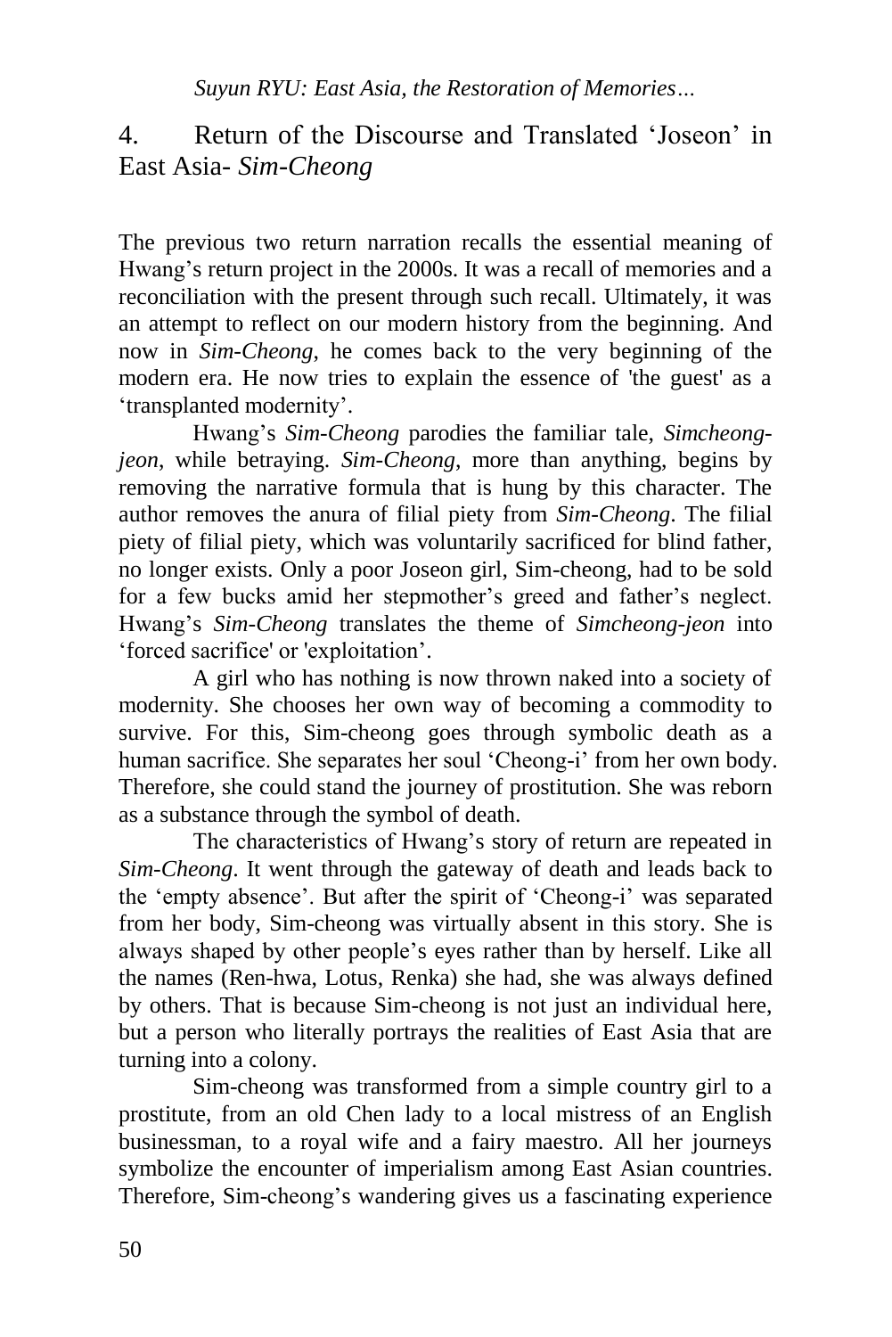## 4. Return of the Discourse and Translated 'Joseon' in East Asia- *Sim-Cheong*

The previous two return narration recalls the essential meaning of Hwang's return project in the 2000s. It was a recall of memories and a reconciliation with the present through such recall. Ultimately, it was an attempt to reflect on our modern history from the beginning. And now in *Sim-Cheong*, he comes back to the very beginning of the modern era. He now tries to explain the essence of 'the guest' as a 'transplanted modernity'.

Hwang's *Sim-Cheong* parodies the familiar tale, *Simcheong-jeon*, while betraying. *Sim-Cheong*, more than anything, begins by removing the narrative formula that is hung by this character. The author removes the anura of filial piety from *Sim-Cheong*. The filial piety of filial piety, which was voluntarily sacrificed for blind father, no longer exists. Only a poor Joseon girl, Sim-cheong, had to be sold for a few bucks amid her stepmother's greed and father's neglect. Hwang's *Sim-Cheong* translates the theme of *Simcheong-jeon* into 'forced sacrifice' or 'exploitation'.

A girl who has nothing is now thrown naked into a society of modernity. She chooses her own way of becoming a commodity to survive. For this, Sim-cheong goes through symbolic death as a human sacrifice. She separates her soul 'Cheong-i' from her own body. Therefore, she could stand the journey of prostitution. She was reborn as a substance through the symbol of death.

The characteristics of Hwang's story of return are repeated in *Sim-Cheong*. It went through the gateway of death and leads back to the 'empty absence'. But after the spirit of 'Cheong-i' was separated from her body, Sim-cheong was virtually absent in this story. She is always shaped by other people's eyes rather than by herself. Like all the names (Ren-hwa, Lotus, Renka) she had, she was always defined by others. That is because Sim-cheong is not just an individual here, but a person who literally portrays the realities of East Asia that are turning into a colony.

Sim-cheong was transformed from a simple country girl to a prostitute, from an old Chen lady to a local mistress of an English businessman, to a royal wife and a fairy maestro. All her journeys symbolize the encounter of imperialism among East Asian countries. Therefore, Sim-cheong's wandering gives us a fascinating experience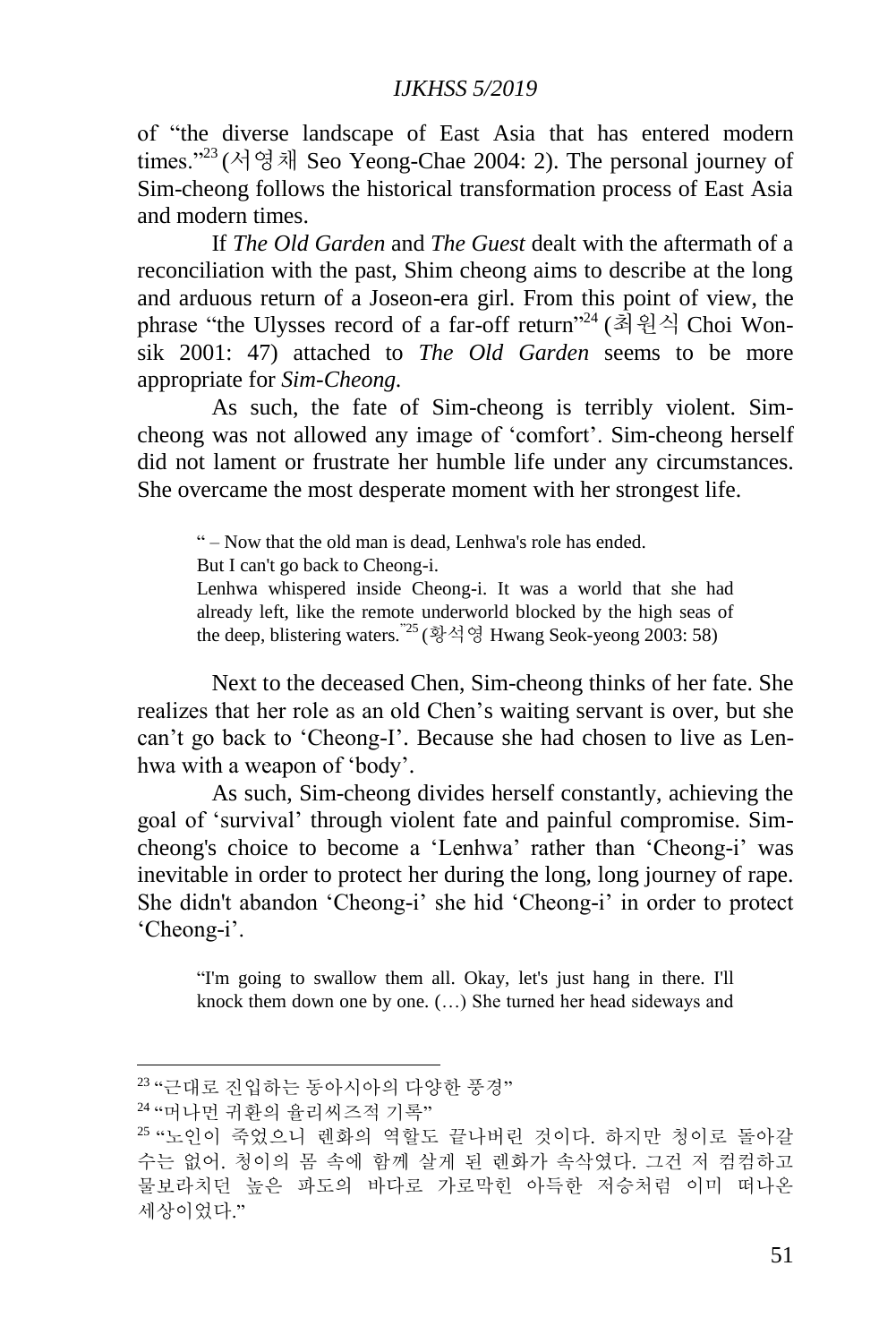of "the diverse landscape of East Asia that has entered modern times."[23] (서영채 Seo Yeong-Chae 2004: 2). The personal journey of Sim-cheong follows the historical transformation process of East Asia and modern times.

If *The Old Garden* and *The Guest* dealt with the aftermath of a reconciliation with the past, Shim cheong aims to describe at the long and arduous return of a Joseon-era girl. From this point of view, the phrase "the Ulysses record of a far-off return"[24] (최원식 Choi Won-sik 2001: 47) attached to *The Old Garden* seems to be more appropriate for *Sim-Cheong.*

As such, the fate of Sim-cheong is terribly violent. Sim-cheong was not allowed any image of 'comfort'. Sim-cheong herself did not lament or frustrate her humble life under any circumstances. She overcame the most desperate moment with her strongest life.

> " – Now that the old man is dead, Lenhwa's role has ended.
> But I can't go back to Cheong-i.
> Lenhwa whispered inside Cheong-i. It was a world that she had already left, like the remote underworld blocked by the high seas of the deep, blistering waters."[25] (황석영 Hwang Seok-yeong 2003: 58)

Next to the deceased Chen, Sim-cheong thinks of her fate. She realizes that her role as an old Chen's waiting servant is over, but she can't go back to 'Cheong-I'. Because she had chosen to live as Len-hwa with a weapon of 'body'.

As such, Sim-cheong divides herself constantly, achieving the goal of 'survival' through violent fate and painful compromise. Sim-cheong's choice to become a 'Lenhwa' rather than 'Cheong-i' was inevitable in order to protect her during the long, long journey of rape. She didn't abandon 'Cheong-i' she hid 'Cheong-i' in order to protect 'Cheong-i'.

> "I'm going to swallow them all. Okay, let's just hang in there. I'll knock them down one by one. (…) She turned her head sideways and

---

[23] "근대로 진입하는 동아시아의 다양한 풍경"

[24] "머나먼 귀환의 율리씨즈적 기록"

[25] "노인이 죽었으니 렌화의 역할도 끝나버린 것이다. 하지만 청이로 돌아갈 수는 없어. 청이의 몸 속에 함께 살게 된 렌화가 속삭였다. 그건 저 컴컴하고 물보라치던 높은 파도의 바다로 가로막힌 아득한 저승처럼 이미 떠나온 세상이었다."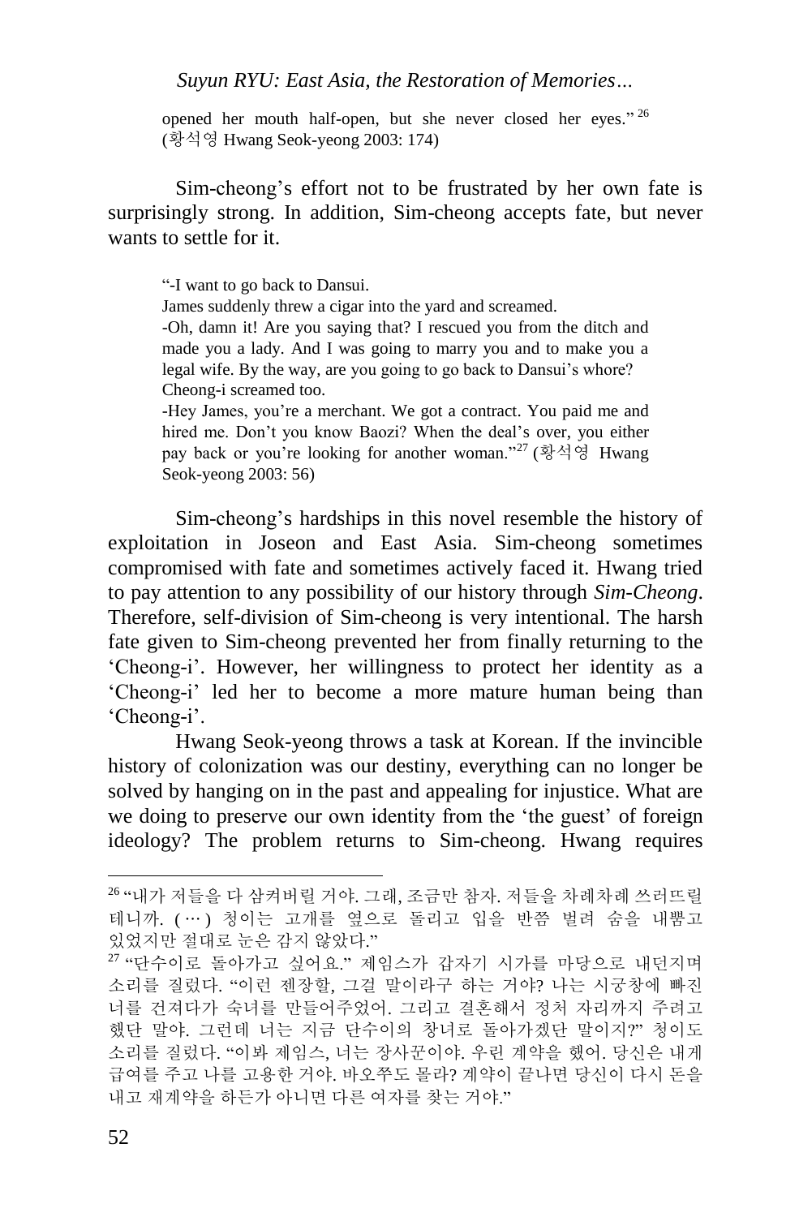> opened her mouth half-open, but she never closed her eyes."[26] (황석영 Hwang Seok-yeong 2003: 174)

Sim-cheong's effort not to be frustrated by her own fate is surprisingly strong. In addition, Sim-cheong accepts fate, but never wants to settle for it.

> "-I want to go back to Dansui.
> James suddenly threw a cigar into the yard and screamed.
> -Oh, damn it! Are you saying that? I rescued you from the ditch and made you a lady. And I was going to marry you and to make you a legal wife. By the way, are you going to go back to Dansui's whore?
> Cheong-i screamed too.
> -Hey James, you're a merchant. We got a contract. You paid me and hired me. Don't you know Baozi? When the deal's over, you either pay back or you're looking for another woman."[27] (황석영 Hwang Seok-yeong 2003: 56)

Sim-cheong's hardships in this novel resemble the history of exploitation in Joseon and East Asia. Sim-cheong sometimes compromised with fate and sometimes actively faced it. Hwang tried to pay attention to any possibility of our history through *Sim-Cheong*. Therefore, self-division of Sim-cheong is very intentional. The harsh fate given to Sim-cheong prevented her from finally returning to the 'Cheong-i'. However, her willingness to protect her identity as a 'Cheong-i' led her to become a more mature human being than 'Cheong-i'.

Hwang Seok-yeong throws a task at Korean. If the invincible history of colonization was our destiny, everything can no longer be solved by hanging on in the past and appealing for injustice. What are we doing to preserve our own identity from the 'the guest' of foreign ideology? The problem returns to Sim-cheong. Hwang requires

---

[26] "내가 저들을 다 삼켜버릴 거야. 그래, 조금만 참자. 저들을 차례차례 쓰러뜨릴 테니까. (…) 청이는 고개를 옆으로 돌리고 입을 반쯤 벌려 숨을 내뿜고 있었지만 절대로 눈은 감지 않았다."

[27] "단수이로 돌아가고 싶어요." 제임스가 갑자기 시가를 마당으로 내던지며 소리를 질렀다. "이런 젠장할, 그걸 말이라구 하는 거야? 나는 시궁창에 빠진 너를 건져다가 숙녀를 만들어주었어. 그리고 결혼해서 정처 자리까지 주려고 했단 말야. 그런데 너는 지금 단수이의 창녀로 돌아가겠단 말이지?" 청이도 소리를 질렀다. "이봐 제임스, 너는 장사꾼이야. 우린 계약을 했어. 당신은 내게 급여를 주고 나를 고용한 거야. 바오쭈도 몰라? 계약이 끝나면 당신이 다시 돈을 내고 재계약을 하든가 아니면 다른 여자를 찾는 거야."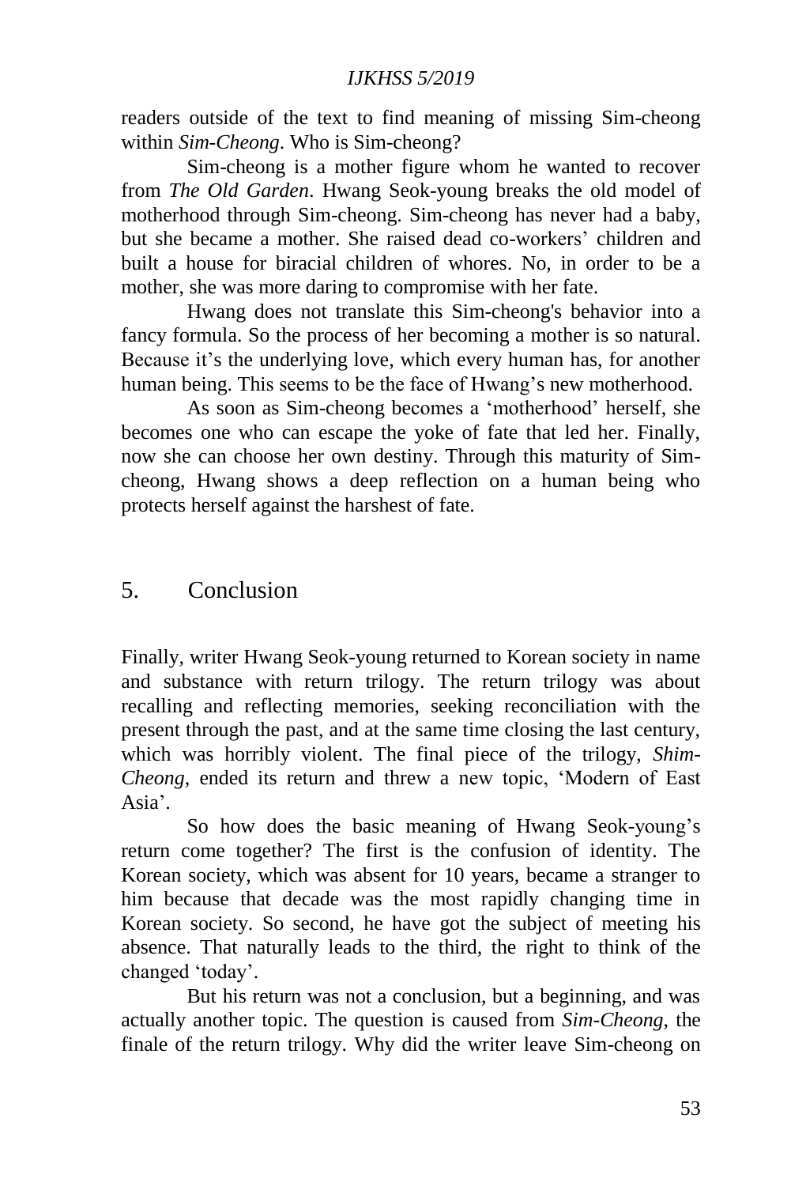readers outside of the text to find meaning of missing Sim-cheong within *Sim-Cheong*. Who is Sim-cheong?

Sim-cheong is a mother figure whom he wanted to recover from *The Old Garden*. Hwang Seok-young breaks the old model of motherhood through Sim-cheong. Sim-cheong has never had a baby, but she became a mother. She raised dead co-workers' children and built a house for biracial children of whores. No, in order to be a mother, she was more daring to compromise with her fate.

Hwang does not translate this Sim-cheong's behavior into a fancy formula. So the process of her becoming a mother is so natural. Because it's the underlying love, which every human has, for another human being. This seems to be the face of Hwang's new motherhood.

As soon as Sim-cheong becomes a 'motherhood' herself, she becomes one who can escape the yoke of fate that led her. Finally, now she can choose her own destiny. Through this maturity of Sim-cheong, Hwang shows a deep reflection on a human being who protects herself against the harshest of fate.

## 5. Conclusion

Finally, writer Hwang Seok-young returned to Korean society in name and substance with return trilogy. The return trilogy was about recalling and reflecting memories, seeking reconciliation with the present through the past, and at the same time closing the last century, which was horribly violent. The final piece of the trilogy, *Shim-Cheong*, ended its return and threw a new topic, 'Modern of East Asia'.

So how does the basic meaning of Hwang Seok-young's return come together? The first is the confusion of identity. The Korean society, which was absent for 10 years, became a stranger to him because that decade was the most rapidly changing time in Korean society. So second, he have got the subject of meeting his absence. That naturally leads to the third, the right to think of the changed 'today'.

But his return was not a conclusion, but a beginning, and was actually another topic. The question is caused from *Sim-Cheong*, the finale of the return trilogy. Why did the writer leave Sim-cheong on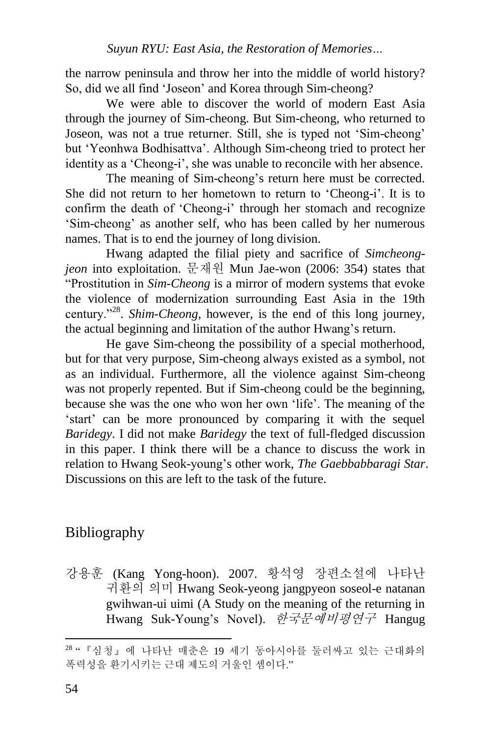the narrow peninsula and throw her into the middle of world history? So, did we all find 'Joseon' and Korea through Sim-cheong?

We were able to discover the world of modern East Asia through the journey of Sim-cheong. But Sim-cheong, who returned to Joseon, was not a true returner. Still, she is typed not 'Sim-cheong' but 'Yeonhwa Bodhisattva'. Although Sim-cheong tried to protect her identity as a 'Cheong-i', she was unable to reconcile with her absence.

The meaning of Sim-cheong's return here must be corrected. She did not return to her hometown to return to 'Cheong-i'. It is to confirm the death of 'Cheong-i' through her stomach and recognize 'Sim-cheong' as another self, who has been called by her numerous names. That is to end the journey of long division.

Hwang adapted the filial piety and sacrifice of *Simcheong-jeon* into exploitation. 문재원 Mun Jae-won (2006: 354) states that "Prostitution in *Sim-Cheong* is a mirror of modern systems that evoke the violence of modernization surrounding East Asia in the 19th century."[28]. *Shim-Cheong*, however, is the end of this long journey, the actual beginning and limitation of the author Hwang's return.

He gave Sim-cheong the possibility of a special motherhood, but for that very purpose, Sim-cheong always existed as a symbol, not as an individual. Furthermore, all the violence against Sim-cheong was not properly repented. But if Sim-cheong could be the beginning, because she was the one who won her own 'life'. The meaning of the 'start' can be more pronounced by comparing it with the sequel *Baridegy*. I did not make *Baridegy* the text of full-fledged discussion in this paper. I think there will be a chance to discuss the work in relation to Hwang Seok-young's other work, *The Gaebbabbaragi Star*. Discussions on this are left to the task of the future.

## Bibliography

강용훈 (Kang Yong-hoon). 2007. 황석영 장편소설에 나타난 귀환의 의미 Hwang Seok-yeong jangpyeon soseol-e natanan gwihwan-ui uimi (A Study on the meaning of the returning in Hwang Suk-Young's Novel). *한국문예비평연구* Hangug

---

[28] "『심청』에 나타난 매춘은 19 세기 동아시아를 둘러싸고 있는 근대화의 폭력성을 환기시키는 근대 제도의 거울인 셈이다."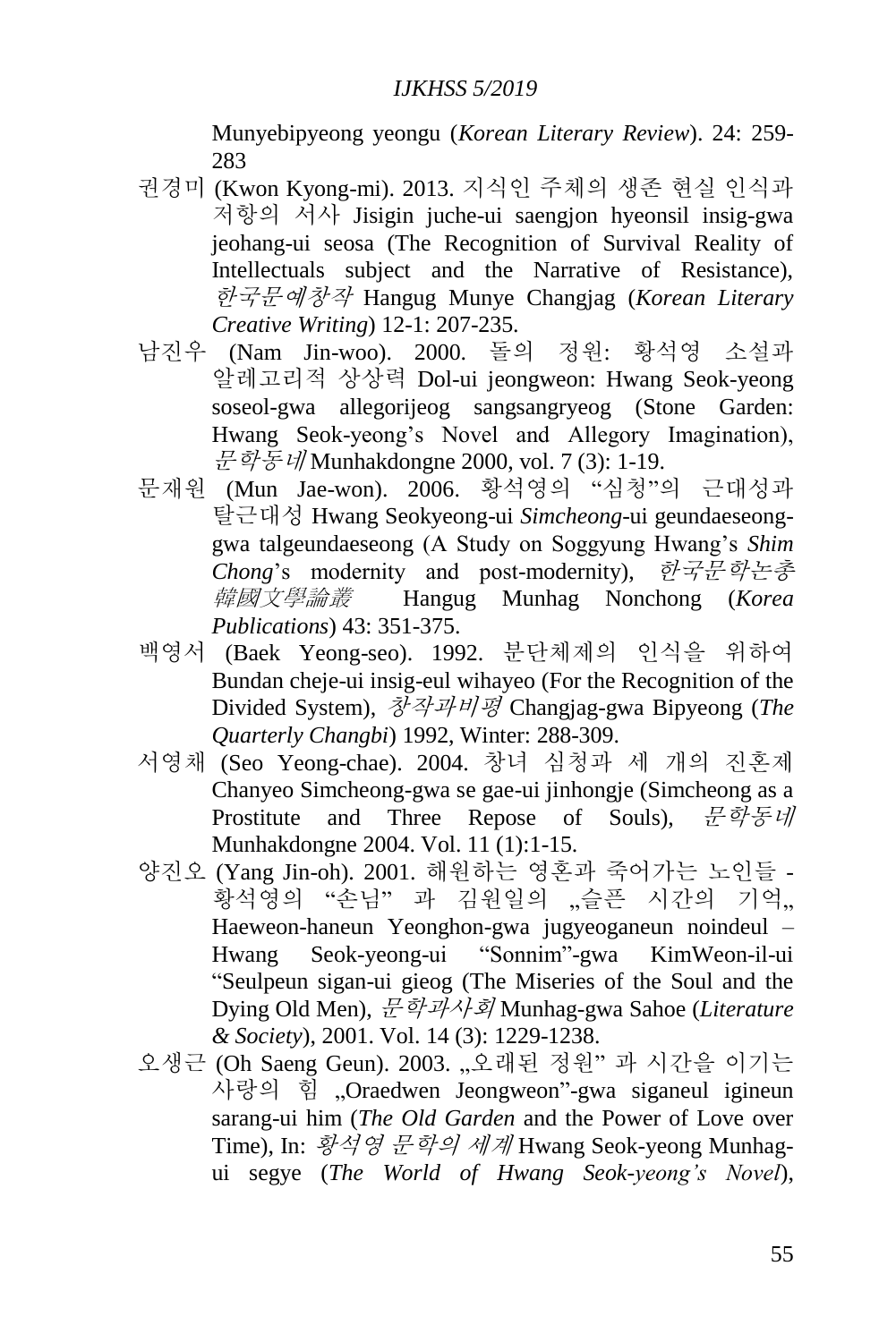Munyebipyeong yeongu (*Korean Literary Review*). 24: 259-283

권경미 (Kwon Kyong-mi). 2013. 지식인 주체의 생존 현실 인식과 저항의 서사 Jisigin juche-ui saengjon hyeonsil insig-gwa jeohang-ui seosa (The Recognition of Survival Reality of Intellectuals subject and the Narrative of Resistance), *한국문예창작* Hangug Munye Changjag (*Korean Literary Creative Writing*) 12-1: 207-235.

남진우 (Nam Jin-woo). 2000. 돌의 정원: 황석영 소설과 알레고리적 상상력 Dol-ui jeongweon: Hwang Seok-yeong soseol-gwa allegorijeog sangsangryeog (Stone Garden: Hwang Seok-yeong's Novel and Allegory Imagination), *문학동네* Munhakdongne 2000, vol. 7 (3): 1-19.

문재원 (Mun Jae-won). 2006. 황석영의 "심청"의 근대성과 탈근대성 Hwang Seokyeong-ui *Simcheong*-ui geundaeseong-gwa talgeundaeseong (A Study on Soggyung Hwang's *Shim Chong*'s modernity and post-modernity), *한국문학논총 韓國文學論叢* Hangug Munhag Nonchong (*Korea Publications*) 43: 351-375.

백영서 (Baek Yeong-seo). 1992. 분단체제의 인식을 위하여 Bundan cheje-ui insig-eul wihayeo (For the Recognition of the Divided System), *창작과비평* Changjag-gwa Bipyeong (*The Quarterly Changbi*) 1992, Winter: 288-309.

서영채 (Seo Yeong-chae). 2004. 창녀 심청과 세 개의 진혼제 Chanyeo Simcheong-gwa se gae-ui jinhongje (Simcheong as a Prostitute and Three Repose of Souls), *문학동네* Munhakdongne 2004. Vol. 11 (1):1-15.

양진오 (Yang Jin-oh). 2001. 해원하는 영혼과 죽어가는 노인들 - 황석영의 "손님" 과 김원일의 „슬픈 시간의 기억„ Haeweon-haneun Yeonghon-gwa jugyeoganeun noindeul – Hwang Seok-yeong-ui "Sonnim"-gwa KimWeon-il-ui "Seulpeun sigan-ui gieog (The Miseries of the Soul and the Dying Old Men), *문학과사회* Munhag-gwa Sahoe (*Literature & Society*), 2001. Vol. 14 (3): 1229-1238.

오생근 (Oh Saeng Geun). 2003. „오래된 정원" 과 시간을 이기는 사랑의 힘 „Oraedwen Jeongweon"-gwa siganeul igineun sarang-ui him (*The Old Garden* and the Power of Love over Time), In: *황석영 문학의 세계* Hwang Seok-yeong Munhag-ui segye (*The World of Hwang Seok-yeong's Novel*),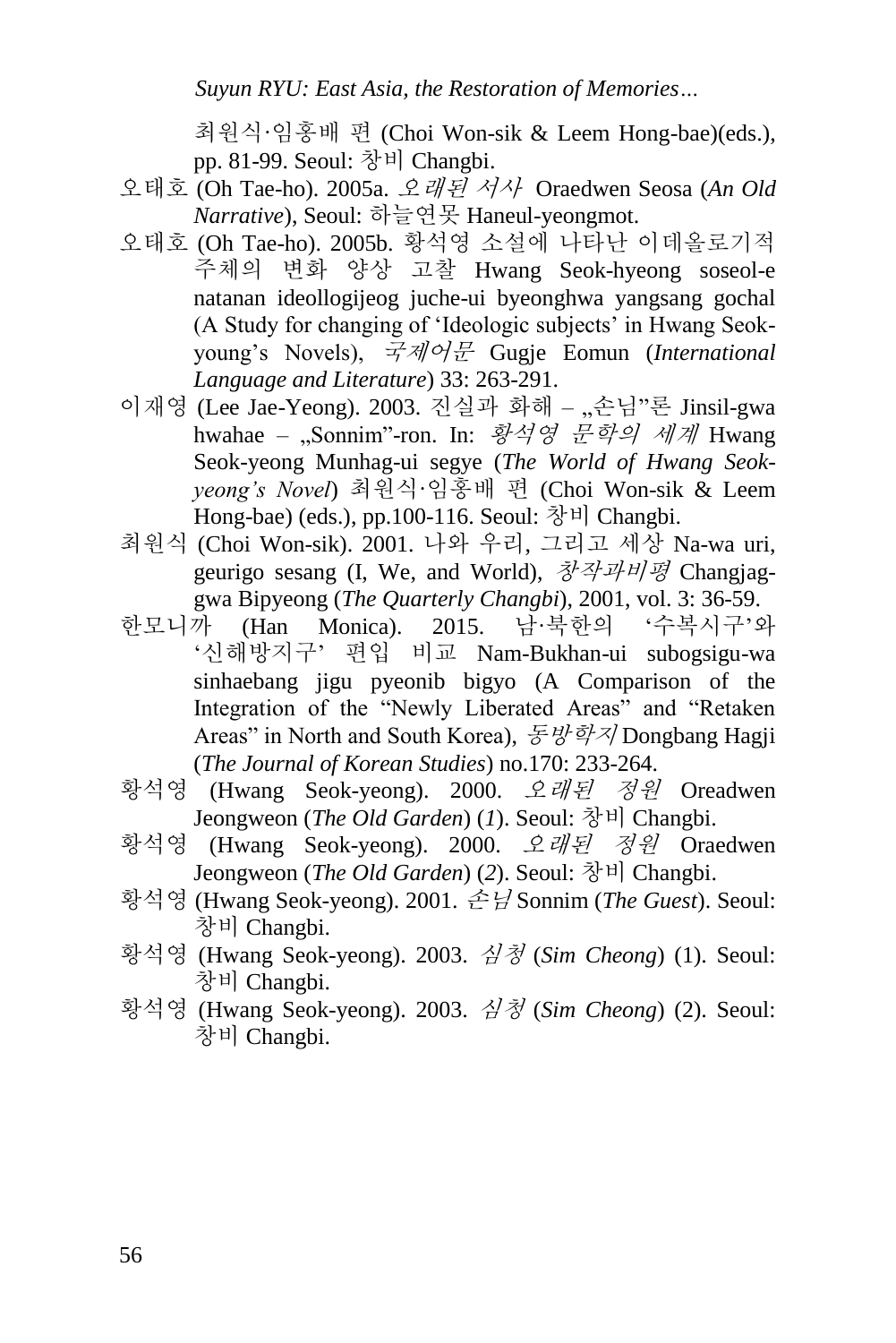최원식·임홍배 편 (Choi Won-sik & Leem Hong-bae)(eds.), pp. 81-99. Seoul: 창비 Changbi.

오태호 (Oh Tae-ho). 2005a. *오래된 서사* Oraedwen Seosa (*An Old Narrative*), Seoul: 하늘연못 Haneul-yeongmot.

오태호 (Oh Tae-ho). 2005b. 황석영 소설에 나타난 이데올로기적 주체의 변화 양상 고찰 Hwang Seok-hyeong soseol-e natanan ideollogijeog juche-ui byeonghwa yangsang gochal (A Study for changing of 'Ideologic subjects' in Hwang Seok-young's Novels), *국제어문* Gugje Eomun (*International Language and Literature*) 33: 263-291.

이재영 (Lee Jae-Yeong). 2003. 진실과 화해 – „손님"론 Jinsil-gwa hwahae – „Sonnim"-ron. In: *황석영 문학의 세계* Hwang Seok-yeong Munhag-ui segye (*The World of Hwang Seok-yeong's Novel*) 최원식·임홍배 편 (Choi Won-sik & Leem Hong-bae) (eds.), pp.100-116. Seoul: 창비 Changbi.

최원식 (Choi Won-sik). 2001. 나와 우리, 그리고 세상 Na-wa uri, geurigo sesang (I, We, and World), *창작과비평* Changjag-gwa Bipyeong (*The Quarterly Changbi*), 2001, vol. 3: 36-59.

한모니까 (Han Monica). 2015. 남·북한의 '수복시구'와 '신해방지구' 편입 비교 Nam-Bukhan-ui subogsigu-wa sinhaebang jigu pyeonib bigyo (A Comparison of the Integration of the "Newly Liberated Areas" and "Retaken Areas" in North and South Korea), *동방학지* Dongbang Hagji (*The Journal of Korean Studies*) no.170: 233-264.

황석영 (Hwang Seok-yeong). 2000. *오래된 정원* Oreadwen Jeongweon (*The Old Garden*) (*1*). Seoul: 창비 Changbi.

황석영 (Hwang Seok-yeong). 2000. *오래된 정원* Oraedwen Jeongweon (*The Old Garden*) (*2*). Seoul: 창비 Changbi.

황석영 (Hwang Seok-yeong). 2001. *손님* Sonnim (*The Guest*). Seoul: 창비 Changbi.

황석영 (Hwang Seok-yeong). 2003. *심청* (*Sim Cheong*) (1). Seoul: 창비 Changbi.

황석영 (Hwang Seok-yeong). 2003. *심청* (*Sim Cheong*) (2). Seoul: 창비 Changbi.